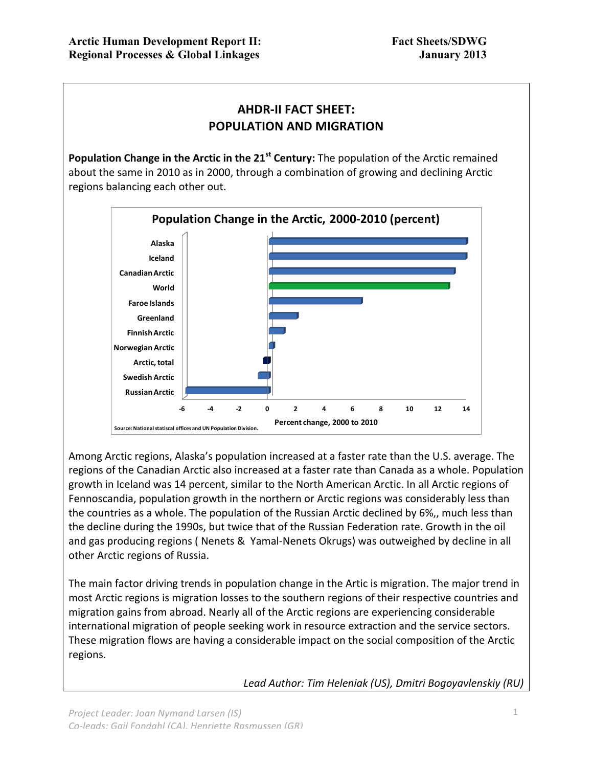# AHDR-II FACT SHEET:
# POPULATION AND MIGRATION

**Population Change in the Arctic in the 21st Century:** The population of the Arctic remained about the same in 2010 as in 2000, through a combination of growing and declining Arctic regions balancing each other out.

Population Change in the Arctic, 2000-2010 (percent)

Alaska
Iceland
Canadian Arctic
World
Faroe Islands
Greenland
Finnish Arctic
Norwegian Arctic
Arctic, total
Swedish Arctic
Russian Arctic

-6 -4 -2 0 2 4 6 8 10 12 14

Percent change, 2000 to 2010

Source: National statiscal offices and UN Population Division.

Among Arctic regions, Alaska's population increased at a faster rate than the U.S. average. The regions of the Canadian Arctic also increased at a faster rate than Canada as a whole. Population growth in Iceland was 14 percent, similar to the North American Arctic. In all Arctic regions of Fennoscandia, population growth in the northern or Arctic regions was considerably less than the countries as a whole. The population of the Russian Arctic declined by 6%,, much less than the decline during the 1990s, but twice that of the Russian Federation rate. Growth in the oil and gas producing regions ( Nenets & Yamal-Nenets Okrugs) was outweighed by decline in all other Arctic regions of Russia.

The main factor driving trends in population change in the Artic is migration. The major trend in most Arctic regions is migration losses to the southern regions of their respective countries and migration gains from abroad. Nearly all of the Arctic regions are experiencing considerable international migration of people seeking work in resource extraction and the service sectors. These migration flows are having a considerable impact on the social composition of the Arctic regions.

*Lead Author: Tim Heleniak (US), Dmitri Bogoyavlenskiy (RU)*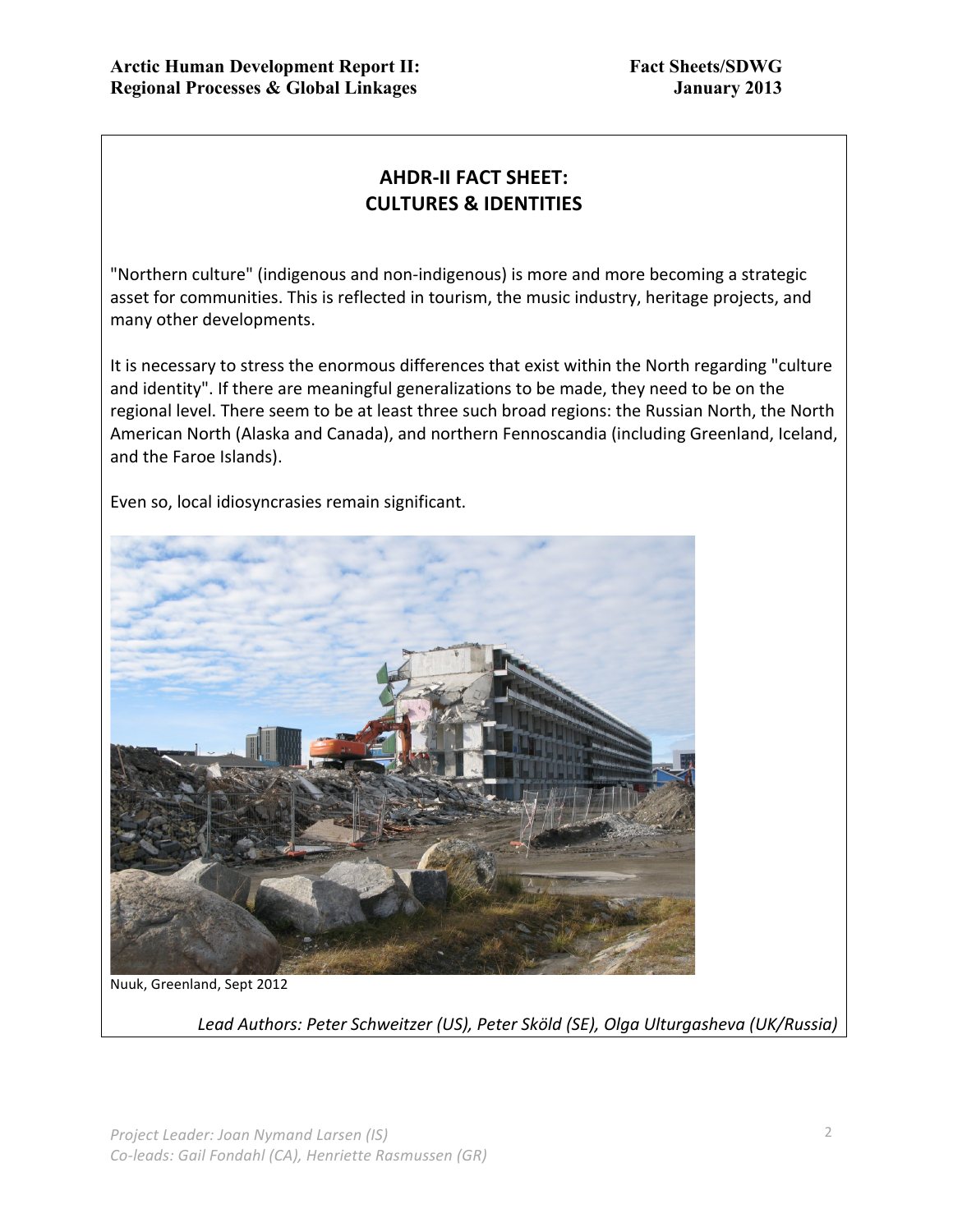# AHDR-II FACT SHEET: CULTURES & IDENTITIES

"Northern culture" (indigenous and non-indigenous) is more and more becoming a strategic asset for communities. This is reflected in tourism, the music industry, heritage projects, and many other developments.

It is necessary to stress the enormous differences that exist within the North regarding "culture and identity". If there are meaningful generalizations to be made, they need to be on the regional level. There seem to be at least three such broad regions: the Russian North, the North American North (Alaska and Canada), and northern Fennoscandia (including Greenland, Iceland, and the Faroe Islands).

Even so, local idiosyncrasies remain significant.

Nuuk, Greenland, Sept 2012

*Lead Authors: Peter Schweitzer (US), Peter Sköld (SE), Olga Ulturgasheva (UK/Russia)*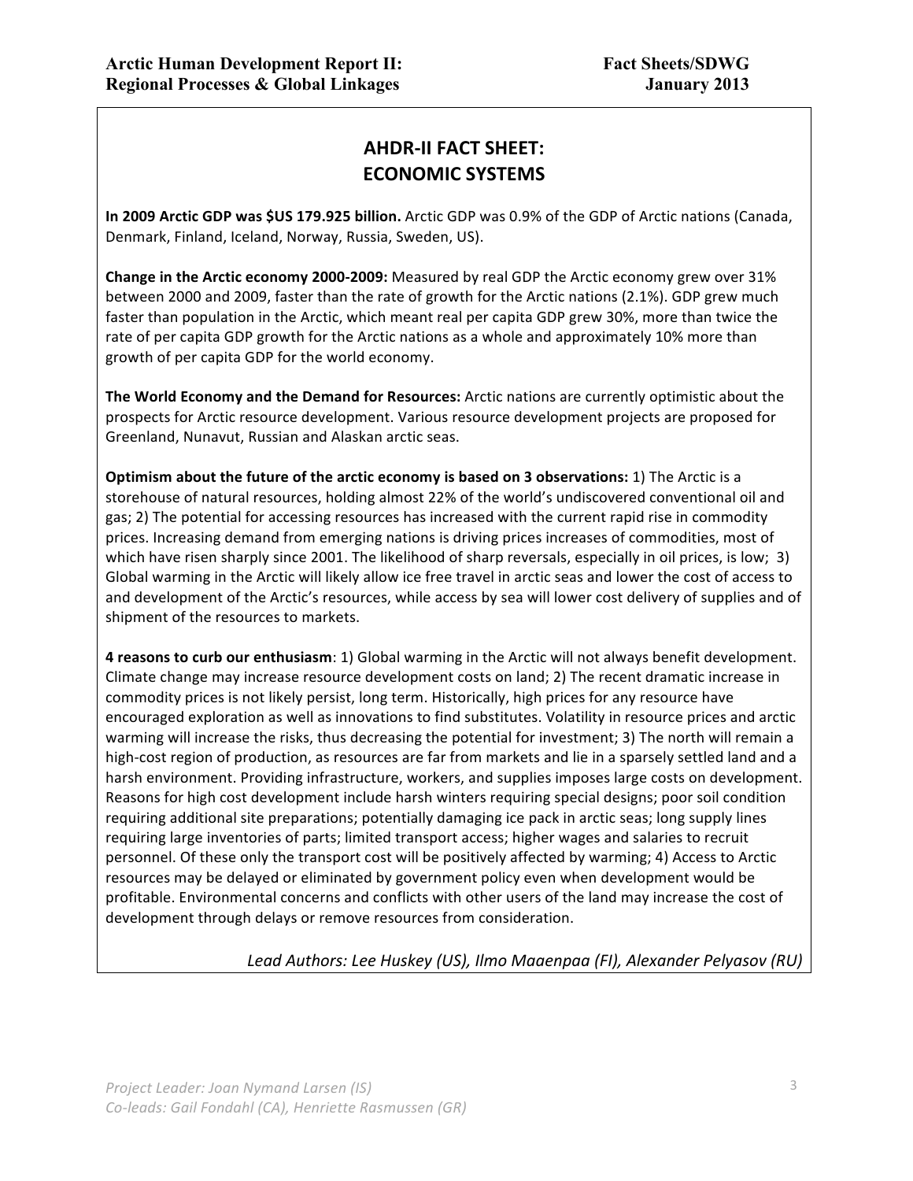# AHDR-II FACT SHEET: ECONOMIC SYSTEMS

**In 2009 Arctic GDP was $US 179.925 billion.** Arctic GDP was 0.9% of the GDP of Arctic nations (Canada, Denmark, Finland, Iceland, Norway, Russia, Sweden, US).

**Change in the Arctic economy 2000-2009:** Measured by real GDP the Arctic economy grew over 31% between 2000 and 2009, faster than the rate of growth for the Arctic nations (2.1%). GDP grew much faster than population in the Arctic, which meant real per capita GDP grew 30%, more than twice the rate of per capita GDP growth for the Arctic nations as a whole and approximately 10% more than growth of per capita GDP for the world economy.

**The World Economy and the Demand for Resources:** Arctic nations are currently optimistic about the prospects for Arctic resource development. Various resource development projects are proposed for Greenland, Nunavut, Russian and Alaskan arctic seas.

**Optimism about the future of the arctic economy is based on 3 observations:** 1) The Arctic is a storehouse of natural resources, holding almost 22% of the world's undiscovered conventional oil and gas; 2) The potential for accessing resources has increased with the current rapid rise in commodity prices. Increasing demand from emerging nations is driving prices increases of commodities, most of which have risen sharply since 2001. The likelihood of sharp reversals, especially in oil prices, is low; 3) Global warming in the Arctic will likely allow ice free travel in arctic seas and lower the cost of access to and development of the Arctic's resources, while access by sea will lower cost delivery of supplies and of shipment of the resources to markets.

**4 reasons to curb our enthusiasm**: 1) Global warming in the Arctic will not always benefit development. Climate change may increase resource development costs on land; 2) The recent dramatic increase in commodity prices is not likely persist, long term. Historically, high prices for any resource have encouraged exploration as well as innovations to find substitutes. Volatility in resource prices and arctic warming will increase the risks, thus decreasing the potential for investment; 3) The north will remain a high-cost region of production, as resources are far from markets and lie in a sparsely settled land and a harsh environment. Providing infrastructure, workers, and supplies imposes large costs on development. Reasons for high cost development include harsh winters requiring special designs; poor soil condition requiring additional site preparations; potentially damaging ice pack in arctic seas; long supply lines requiring large inventories of parts; limited transport access; higher wages and salaries to recruit personnel. Of these only the transport cost will be positively affected by warming; 4) Access to Arctic resources may be delayed or eliminated by government policy even when development would be profitable. Environmental concerns and conflicts with other users of the land may increase the cost of development through delays or remove resources from consideration.

*Lead Authors: Lee Huskey (US), Ilmo Maaenpaa (FI), Alexander Pelyasov (RU)*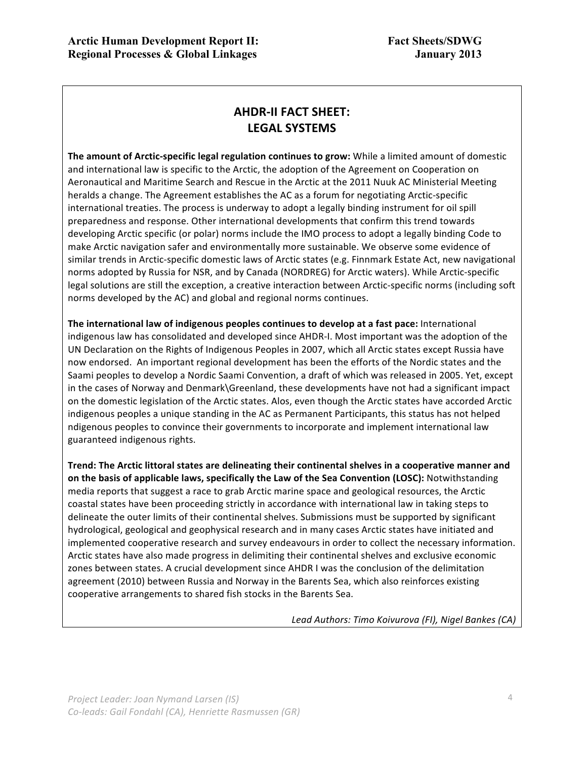## AHDR-II FACT SHEET: LEGAL SYSTEMS

**The amount of Arctic-specific legal regulation continues to grow:** While a limited amount of domestic and international law is specific to the Arctic, the adoption of the Agreement on Cooperation on Aeronautical and Maritime Search and Rescue in the Arctic at the 2011 Nuuk AC Ministerial Meeting heralds a change. The Agreement establishes the AC as a forum for negotiating Arctic-specific international treaties. The process is underway to adopt a legally binding instrument for oil spill preparedness and response. Other international developments that confirm this trend towards developing Arctic specific (or polar) norms include the IMO process to adopt a legally binding Code to make Arctic navigation safer and environmentally more sustainable. We observe some evidence of similar trends in Arctic-specific domestic laws of Arctic states (e.g. Finnmark Estate Act, new navigational norms adopted by Russia for NSR, and by Canada (NORDREG) for Arctic waters). While Arctic-specific legal solutions are still the exception, a creative interaction between Arctic-specific norms (including soft norms developed by the AC) and global and regional norms continues.

**The international law of indigenous peoples continues to develop at a fast pace:** International indigenous law has consolidated and developed since AHDR-I. Most important was the adoption of the UN Declaration on the Rights of Indigenous Peoples in 2007, which all Arctic states except Russia have now endorsed. An important regional development has been the efforts of the Nordic states and the Saami peoples to develop a Nordic Saami Convention, a draft of which was released in 2005. Yet, except in the cases of Norway and Denmark\Greenland, these developments have not had a significant impact on the domestic legislation of the Arctic states. Alos, even though the Arctic states have accorded Arctic indigenous peoples a unique standing in the AC as Permanent Participants, this status has not helped ndigenous peoples to convince their governments to incorporate and implement international law guaranteed indigenous rights.

**Trend: The Arctic littoral states are delineating their continental shelves in a cooperative manner and on the basis of applicable laws, specifically the Law of the Sea Convention (LOSC):** Notwithstanding media reports that suggest a race to grab Arctic marine space and geological resources, the Arctic coastal states have been proceeding strictly in accordance with international law in taking steps to delineate the outer limits of their continental shelves. Submissions must be supported by significant hydrological, geological and geophysical research and in many cases Arctic states have initiated and implemented cooperative research and survey endeavours in order to collect the necessary information. Arctic states have also made progress in delimiting their continental shelves and exclusive economic zones between states. A crucial development since AHDR I was the conclusion of the delimitation agreement (2010) between Russia and Norway in the Barents Sea, which also reinforces existing cooperative arrangements to shared fish stocks in the Barents Sea.

*Lead Authors: Timo Koivurova (FI), Nigel Bankes (CA)*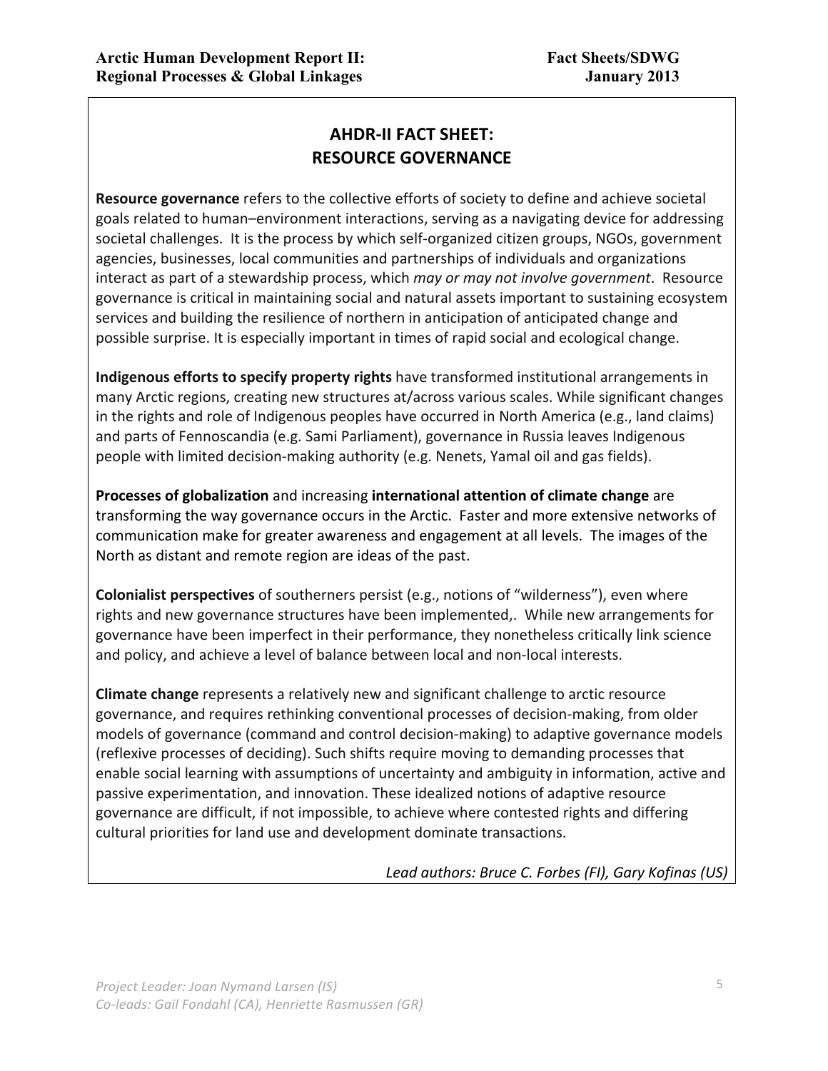## AHDR-II FACT SHEET: RESOURCE GOVERNANCE

**Resource governance** refers to the collective efforts of society to define and achieve societal goals related to human–environment interactions, serving as a navigating device for addressing societal challenges. It is the process by which self-organized citizen groups, NGOs, government agencies, businesses, local communities and partnerships of individuals and organizations interact as part of a stewardship process, which *may or may not involve government*. Resource governance is critical in maintaining social and natural assets important to sustaining ecosystem services and building the resilience of northern in anticipation of anticipated change and possible surprise. It is especially important in times of rapid social and ecological change.

**Indigenous efforts to specify property rights** have transformed institutional arrangements in many Arctic regions, creating new structures at/across various scales. While significant changes in the rights and role of Indigenous peoples have occurred in North America (e.g., land claims) and parts of Fennoscandia (e.g. Sami Parliament), governance in Russia leaves Indigenous people with limited decision-making authority (e.g. Nenets, Yamal oil and gas fields).

**Processes of globalization** and increasing **international attention of climate change** are transforming the way governance occurs in the Arctic. Faster and more extensive networks of communication make for greater awareness and engagement at all levels. The images of the North as distant and remote region are ideas of the past.

**Colonialist perspectives** of southerners persist (e.g., notions of "wilderness"), even where rights and new governance structures have been implemented,. While new arrangements for governance have been imperfect in their performance, they nonetheless critically link science and policy, and achieve a level of balance between local and non-local interests.

**Climate change** represents a relatively new and significant challenge to arctic resource governance, and requires rethinking conventional processes of decision-making, from older models of governance (command and control decision-making) to adaptive governance models (reflexive processes of deciding). Such shifts require moving to demanding processes that enable social learning with assumptions of uncertainty and ambiguity in information, active and passive experimentation, and innovation. These idealized notions of adaptive resource governance are difficult, if not impossible, to achieve where contested rights and differing cultural priorities for land use and development dominate transactions.

*Lead authors: Bruce C. Forbes (FI), Gary Kofinas (US)*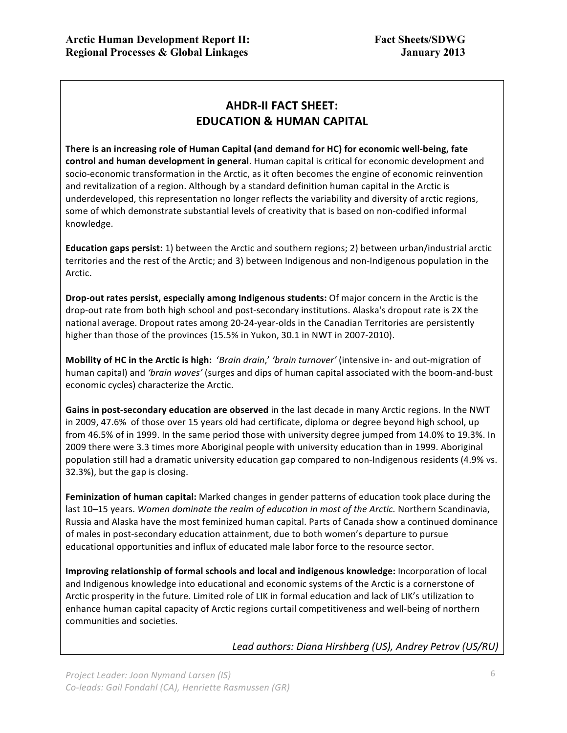## AHDR-II FACT SHEET: EDUCATION & HUMAN CAPITAL

**There is an increasing role of Human Capital (and demand for HC) for economic well-being, fate control and human development in general**. Human capital is critical for economic development and socio-economic transformation in the Arctic, as it often becomes the engine of economic reinvention and revitalization of a region. Although by a standard definition human capital in the Arctic is underdeveloped, this representation no longer reflects the variability and diversity of arctic regions, some of which demonstrate substantial levels of creativity that is based on non-codified informal knowledge.

**Education gaps persist:** 1) between the Arctic and southern regions; 2) between urban/industrial arctic territories and the rest of the Arctic; and 3) between Indigenous and non-Indigenous population in the Arctic.

**Drop-out rates persist, especially among Indigenous students:** Of major concern in the Arctic is the drop-out rate from both high school and post-secondary institutions. Alaska's dropout rate is 2X the national average. Dropout rates among 20-24-year-olds in the Canadian Territories are persistently higher than those of the provinces (15.5% in Yukon, 30.1 in NWT in 2007-2010).

**Mobility of HC in the Arctic is high:** '*Brain drain*,' *'brain turnover'* (intensive in- and out-migration of human capital) and *'brain waves'* (surges and dips of human capital associated with the boom-and-bust economic cycles) characterize the Arctic.

**Gains in post-secondary education are observed** in the last decade in many Arctic regions. In the NWT in 2009, 47.6% of those over 15 years old had certificate, diploma or degree beyond high school, up from 46.5% of in 1999. In the same period those with university degree jumped from 14.0% to 19.3%. In 2009 there were 3.3 times more Aboriginal people with university education than in 1999. Aboriginal population still had a dramatic university education gap compared to non-Indigenous residents (4.9% vs. 32.3%), but the gap is closing.

**Feminization of human capital:** Marked changes in gender patterns of education took place during the last 10–15 years. *Women dominate the realm of education in most of the Arctic.* Northern Scandinavia, Russia and Alaska have the most feminized human capital. Parts of Canada show a continued dominance of males in post-secondary education attainment, due to both women's departure to pursue educational opportunities and influx of educated male labor force to the resource sector.

**Improving relationship of formal schools and local and indigenous knowledge:** Incorporation of local and Indigenous knowledge into educational and economic systems of the Arctic is a cornerstone of Arctic prosperity in the future. Limited role of LIK in formal education and lack of LIK's utilization to enhance human capital capacity of Arctic regions curtail competitiveness and well-being of northern communities and societies.

*Lead authors: Diana Hirshberg (US), Andrey Petrov (US/RU)*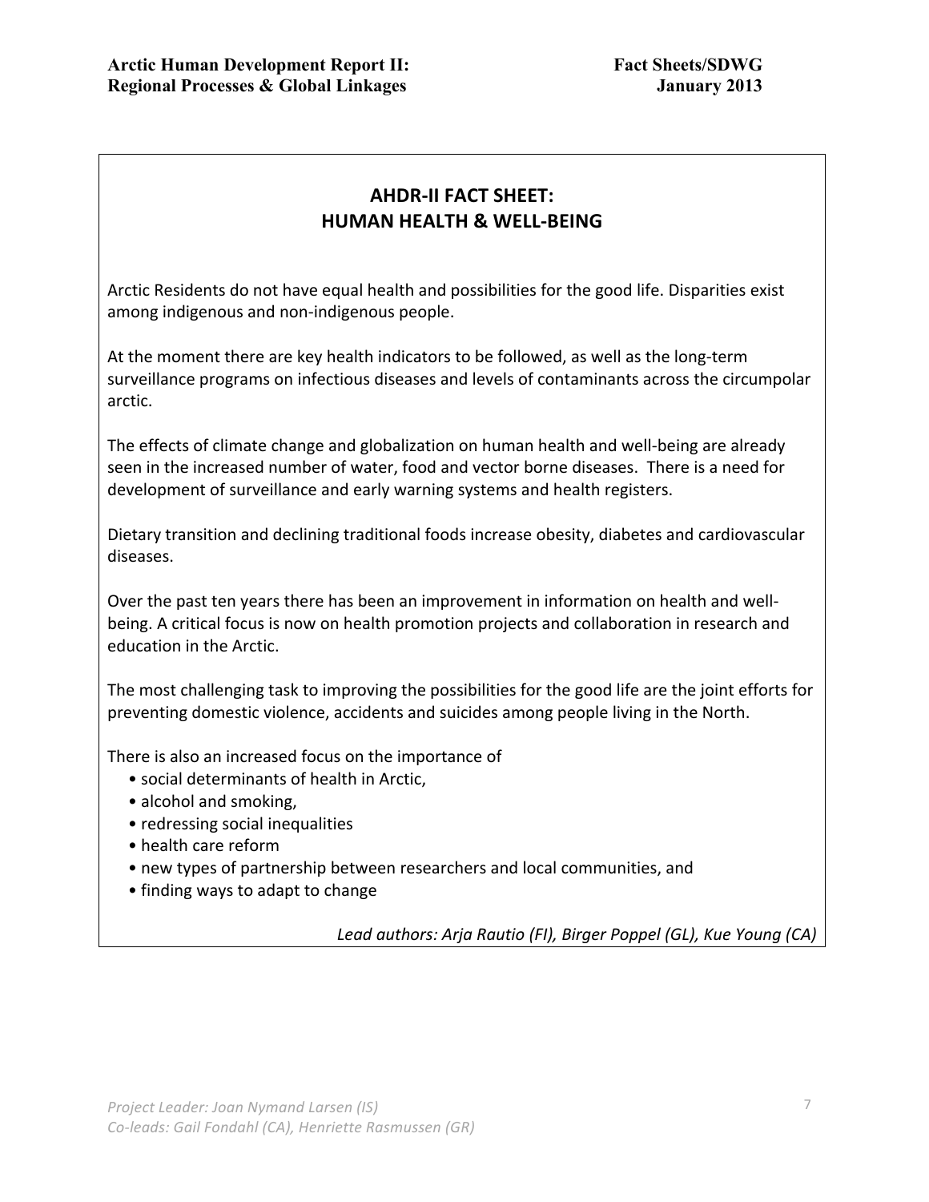## AHDR-II FACT SHEET: HUMAN HEALTH & WELL-BEING

Arctic Residents do not have equal health and possibilities for the good life. Disparities exist among indigenous and non-indigenous people.

At the moment there are key health indicators to be followed, as well as the long-term surveillance programs on infectious diseases and levels of contaminants across the circumpolar arctic.

The effects of climate change and globalization on human health and well-being are already seen in the increased number of water, food and vector borne diseases. There is a need for development of surveillance and early warning systems and health registers.

Dietary transition and declining traditional foods increase obesity, diabetes and cardiovascular diseases.

Over the past ten years there has been an improvement in information on health and well-being. A critical focus is now on health promotion projects and collaboration in research and education in the Arctic.

The most challenging task to improving the possibilities for the good life are the joint efforts for preventing domestic violence, accidents and suicides among people living in the North.

There is also an increased focus on the importance of

- social determinants of health in Arctic,
- alcohol and smoking,
- redressing social inequalities
- health care reform
- new types of partnership between researchers and local communities, and
- finding ways to adapt to change

*Lead authors: Arja Rautio (FI), Birger Poppel (GL), Kue Young (CA)*